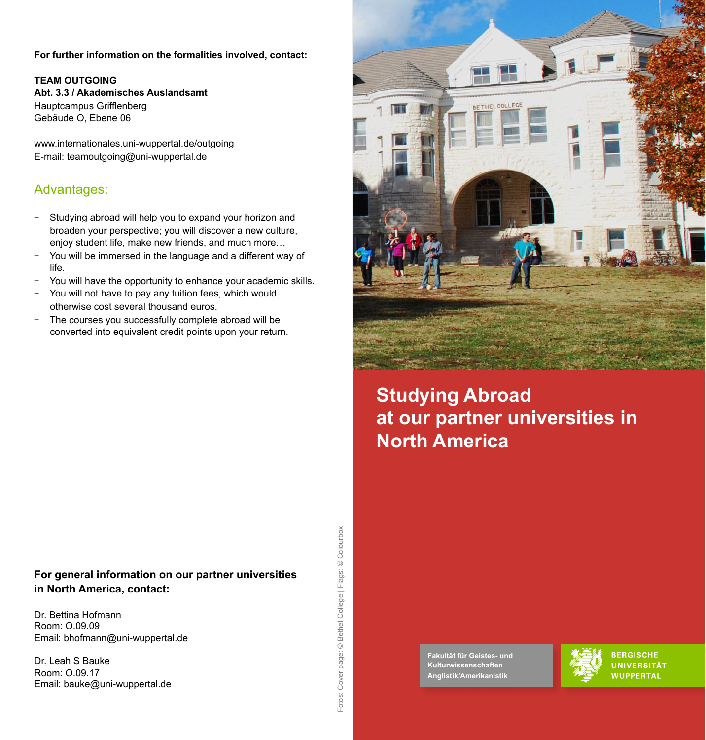**For further information on the formalities involved, contact:**

**TEAM OUTGOING**
**Abt. 3.3 / Akademisches Auslandsamt**
Hauptcampus Grifflenberg
Gebäude O, Ebene 06

www.internationales.uni-wuppertal.de/outgoing
E-mail: teamoutgoing@uni-wuppertal.de

## Advantages:

- Studying abroad will help you to expand your horizon and broaden your perspective; you will discover a new culture, enjoy student life, make new friends, and much more…
- You will be immersed in the language and a different way of life.
- You will have the opportunity to enhance your academic skills.
- You will not have to pay any tuition fees, which would otherwise cost several thousand euros.
- The courses you successfully complete abroad will be converted into equivalent credit points upon your return.

**For general information on our partner universities in North America, contact:**

Dr. Bettina Hofmann
Room: O.09.09
Email: bhofmann@uni-wuppertal.de

Dr. Leah S Bauke
Room: O.09.17
Email: bauke@uni-wuppertal.de

Fotos: Cover page: © Bethel College | Flags: © Colourbox

# Studying Abroad at our partner universities in North America

Fakultät für Geistes- und Kulturwissenschaften
Anglistik/Amerikanistik

BERGISCHE UNIVERSITÄT WUPPERTAL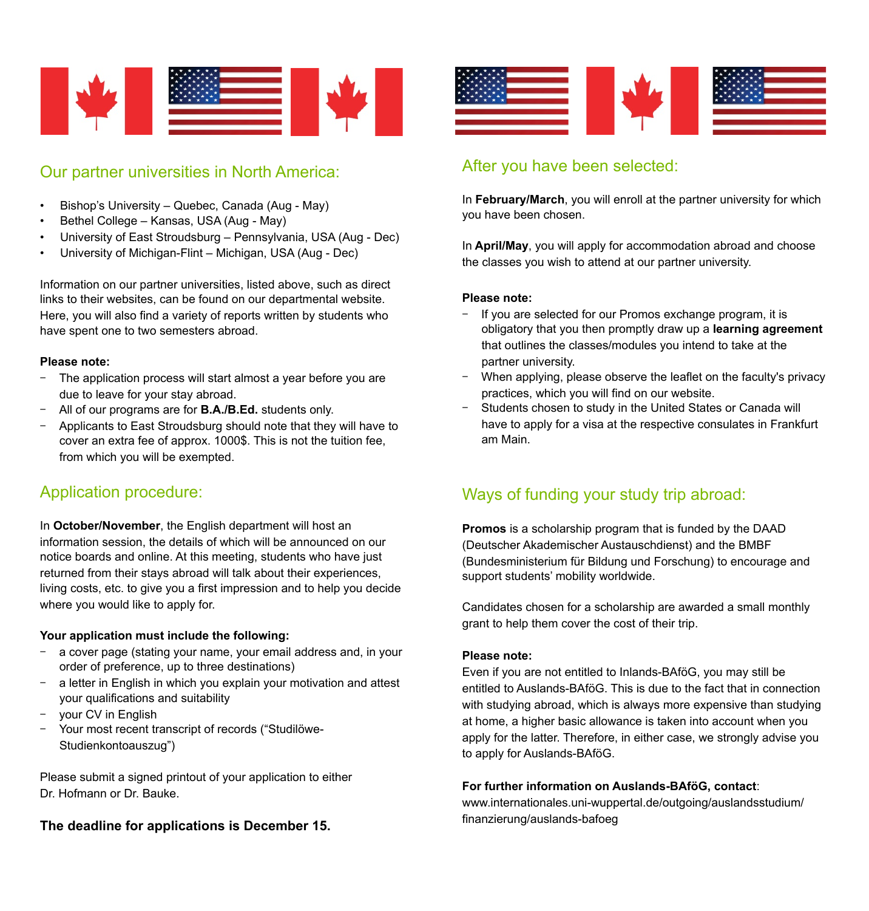## Our partner universities in North America:

- Bishop's University – Quebec, Canada (Aug - May)
- Bethel College – Kansas, USA (Aug - May)
- University of East Stroudsburg – Pennsylvania, USA (Aug - Dec)
- University of Michigan-Flint – Michigan, USA (Aug - Dec)

Information on our partner universities, listed above, such as direct links to their websites, can be found on our departmental website. Here, you will also find a variety of reports written by students who have spent one to two semesters abroad.

**Please note:**

- The application process will start almost a year before you are due to leave for your stay abroad.
- All of our programs are for **B.A./B.Ed.** students only.
- Applicants to East Stroudsburg should note that they will have to cover an extra fee of approx. 1000$. This is not the tuition fee, from which you will be exempted.

## Application procedure:

In **October/November**, the English department will host an information session, the details of which will be announced on our notice boards and online. At this meeting, students who have just returned from their stays abroad will talk about their experiences, living costs, etc. to give you a first impression and to help you decide where you would like to apply for.

**Your application must include the following:**

- a cover page (stating your name, your email address and, in your order of preference, up to three destinations)
- a letter in English in which you explain your motivation and attest your qualifications and suitability
- your CV in English
- Your most recent transcript of records ("Studilöwe-Studienkontoauszug")

Please submit a signed printout of your application to either Dr. Hofmann or Dr. Bauke.

**The deadline for applications is December 15.**

## After you have been selected:

In **February/March**, you will enroll at the partner university for which you have been chosen.

In **April/May**, you will apply for accommodation abroad and choose the classes you wish to attend at our partner university.

**Please note:**

- If you are selected for our Promos exchange program, it is obligatory that you then promptly draw up a **learning agreement** that outlines the classes/modules you intend to take at the partner university.
- When applying, please observe the leaflet on the faculty's privacy practices, which you will find on our website.
- Students chosen to study in the United States or Canada will have to apply for a visa at the respective consulates in Frankfurt am Main.

## Ways of funding your study trip abroad:

**Promos** is a scholarship program that is funded by the DAAD (Deutscher Akademischer Austauschdienst) and the BMBF (Bundesministerium für Bildung und Forschung) to encourage and support students' mobility worldwide.

Candidates chosen for a scholarship are awarded a small monthly grant to help them cover the cost of their trip.

**Please note:**

Even if you are not entitled to Inlands-BAföG, you may still be entitled to Auslands-BAföG. This is due to the fact that in connection with studying abroad, which is always more expensive than studying at home, a higher basic allowance is taken into account when you apply for the latter. Therefore, in either case, we strongly advise you to apply for Auslands-BAföG.

**For further information on Auslands-BAföG, contact**:
www.internationales.uni-wuppertal.de/outgoing/auslandsstudium/finanzierung/auslands-bafoeg